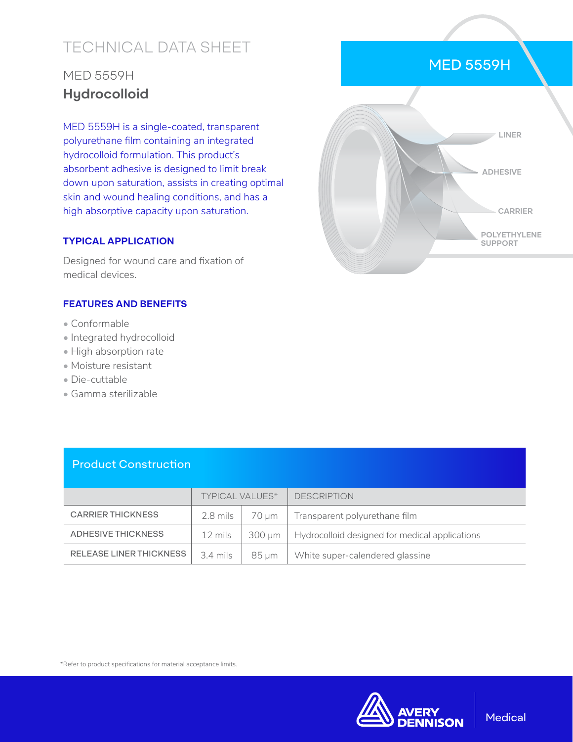# TECHNICAL DATA SHEET

## MED 5559H

## Hydrocolloid

MED 5559H is a single-coated, transparent polyurethane film containing an integrated hydrocolloid formulation. This product's absorbent adhesive is designed to limit break down upon saturation, assists in creating optimal skin and wound healing conditions, and has a high absorptive capacity upon saturation.

MED 5559H

LINER

ADHESIVE

CARRIER

POLYETHYLENE SUPPORT

### TYPICAL APPLICATION

Designed for wound care and fixation of medical devices.

### FEATURES AND BENEFITS

- Conformable
- Integrated hydrocolloid
- High absorption rate
- Moisture resistant
- Die-cuttable
- Gamma sterilizable

### Product Construction

| | TYPICAL VALUES* | | DESCRIPTION |
|---|---|---|---|
| CARRIER THICKNESS | 2.8 mils | 70 µm | Transparent polyurethane film |
| ADHESIVE THICKNESS | 12 mils | 300 µm | Hydrocolloid designed for medical applications |
| RELEASE LINER THICKNESS | 3.4 mils | 85 µm | White super-calendered glassine |

*Refer to product specifications for material acceptance limits.

AVERY DENNISON | Medical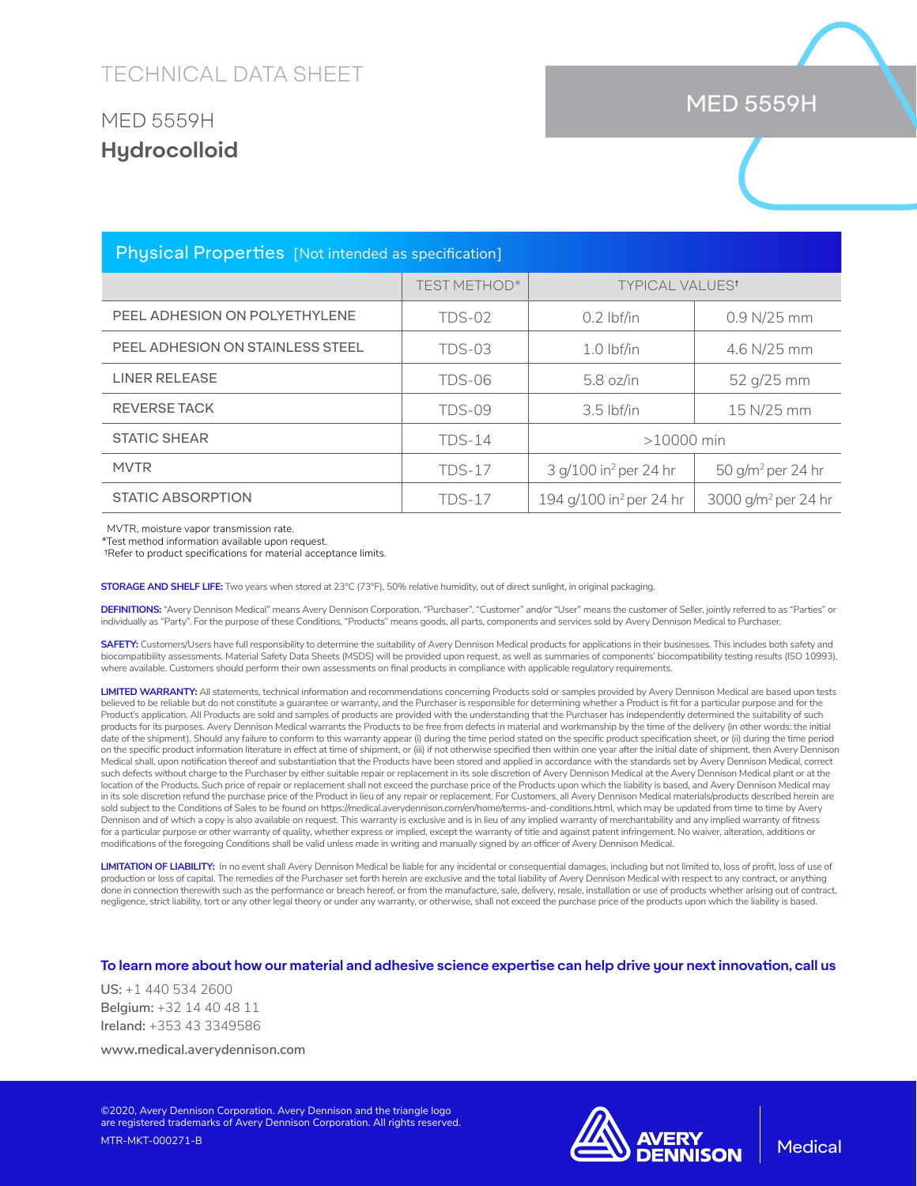# TECHNICAL DATA SHEET

## MED 5559H

## **Hydrocolloid**

MED 5559H

## Physical Properties [Not intended as specification]

| | TEST METHOD* | TYPICAL VALUES† | |
|---|---|---|---|
| PEEL ADHESION ON POLYETHYLENE | TDS-02 | 0.2 lbf/in | 0.9 N/25 mm |
| PEEL ADHESION ON STAINLESS STEEL | TDS-03 | 1.0 lbf/in | 4.6 N/25 mm |
| LINER RELEASE | TDS-06 | 5.8 oz/in | 52 g/25 mm |
| REVERSE TACK | TDS-09 | 3.5 lbf/in | 15 N/25 mm |
| STATIC SHEAR | TDS-14 | >10000 min | |
| MVTR | TDS-17 | 3 g/100 $in^2$ per 24 hr | 50 g/$m^2$ per 24 hr |
| STATIC ABSORPTION | TDS-17 | 194 g/100 $in^2$ per 24 hr | 3000 g/$m^2$ per 24 hr |

MVTR, moisture vapor transmission rate.
*Test method information available upon request.
†Refer to product specifications for material acceptance limits.

**STORAGE AND SHELF LIFE:** Two years when stored at 23°C (73°F), 50% relative humidity, out of direct sunlight, in original packaging.

**DEFINITIONS:** "Avery Dennison Medical" means Avery Dennison Corporation. "Purchaser", "Customer" and/or "User" means the customer of Seller, jointly referred to as "Parties" or individually as "Party". For the purpose of these Conditions, "Products" means goods, all parts, components and services sold by Avery Dennison Medical to Purchaser.

**SAFETY:** Customers/Users have full responsibility to determine the suitability of Avery Dennison Medical products for applications in their businesses. This includes both safety and biocompatibility assessments. Material Safety Data Sheets (MSDS) will be provided upon request, as well as summaries of components' biocompatibility testing results (ISO 10993), where available. Customers should perform their own assessments on final products in compliance with applicable regulatory requirements.

**LIMITED WARRANTY:** All statements, technical information and recommendations concerning Products sold or samples provided by Avery Dennison Medical are based upon tests believed to be reliable but do not constitute a guarantee or warranty, and the Purchaser is responsible for determining whether a Product is fit for a particular purpose and for the Product's application. All Products are sold and samples of products are provided with the understanding that the Purchaser has independently determined the suitability of such products for its purposes. Avery Dennison Medical warrants the Products to be free from defects in material and workmanship by the time of the delivery (in other words: the initial date of the shipment). Should any failure to conform to this warranty appear (i) during the time period stated on the specific product specification sheet, or (ii) during the time period on the specific product information literature in effect at time of shipment, or (iii) if not otherwise specified then within one year after the initial date of shipment, then Avery Dennison Medical shall, upon notification thereof and substantiation that the Products have been stored and applied in accordance with the standards set by Avery Dennison Medical, correct such defects without charge to the Purchaser by either suitable repair or replacement in its sole discretion of Avery Dennison Medical at the Avery Dennison Medical plant or at the location of the Products. Such price of repair or replacement shall not exceed the purchase price of the Products upon which the liability is based, and Avery Dennison Medical may in its sole discretion refund the purchase price of the Product in lieu of any repair or replacement. For Customers, all Avery Dennison Medical materials/products described herein are sold subject to the Conditions of Sales to be found on https://medical.averydennison.com/en/home/terms-and-conditions.html, which may be updated from time to time by Avery Dennison and of which a copy is also available on request. This warranty is exclusive and is in lieu of any implied warranty of merchantability and any implied warranty of fitness for a particular purpose or other warranty of quality, whether express or implied, except the warranty of title and against patent infringement. No waiver, alteration, additions or modifications of the foregoing Conditions shall be valid unless made in writing and manually signed by an officer of Avery Dennison Medical.

**LIMITATION OF LIABILITY:** In no event shall Avery Dennison Medical be liable for any incidental or consequential damages, including but not limited to, loss of profit, loss of use of production or loss of capital. The remedies of the Purchaser set forth herein are exclusive and the total liability of Avery Dennison Medical with respect to any contract, or anything done in connection therewith such as the performance or breach hereof, or from the manufacture, sale, delivery, resale, installation or use of products whether arising out of contract, negligence, strict liability, tort or any other legal theory or under any warranty, or otherwise, shall not exceed the purchase price of the products upon which the liability is based.

**To learn more about how our material and adhesive science expertise can help drive your next innovation, call us**

**US:** +1 440 534 2600
**Belgium:** +32 14 40 48 11
**Ireland:** +353 43 3349586

**www.medical.averydennison.com**

©2020, Avery Dennison Corporation. Avery Dennison and the triangle logo are registered trademarks of Avery Dennison Corporation. All rights reserved.

MTR-MKT-000271-B

AVERY DENNISON Medical